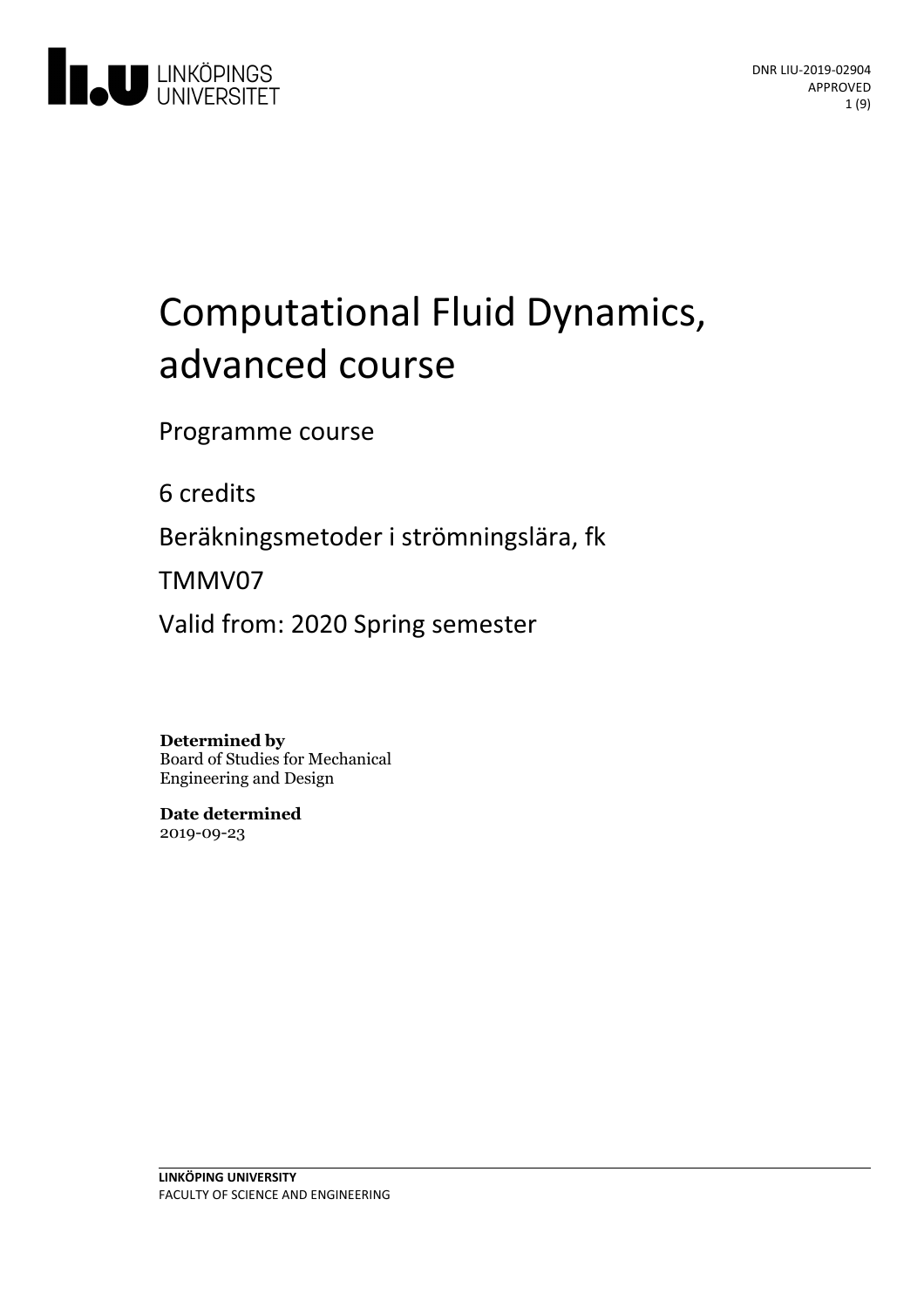DNR LIU-2019-02904
APPROVED

# Computational Fluid Dynamics, advanced course

Programme course

6 credits

Beräkningsmetoder i strömningslära, fk

TMMV07

Valid from: 2020 Spring semester

**Determined by**
Board of Studies for Mechanical Engineering and Design

**Date determined**
2019-09-23

**LINKÖPING UNIVERSITY**
FACULTY OF SCIENCE AND ENGINEERING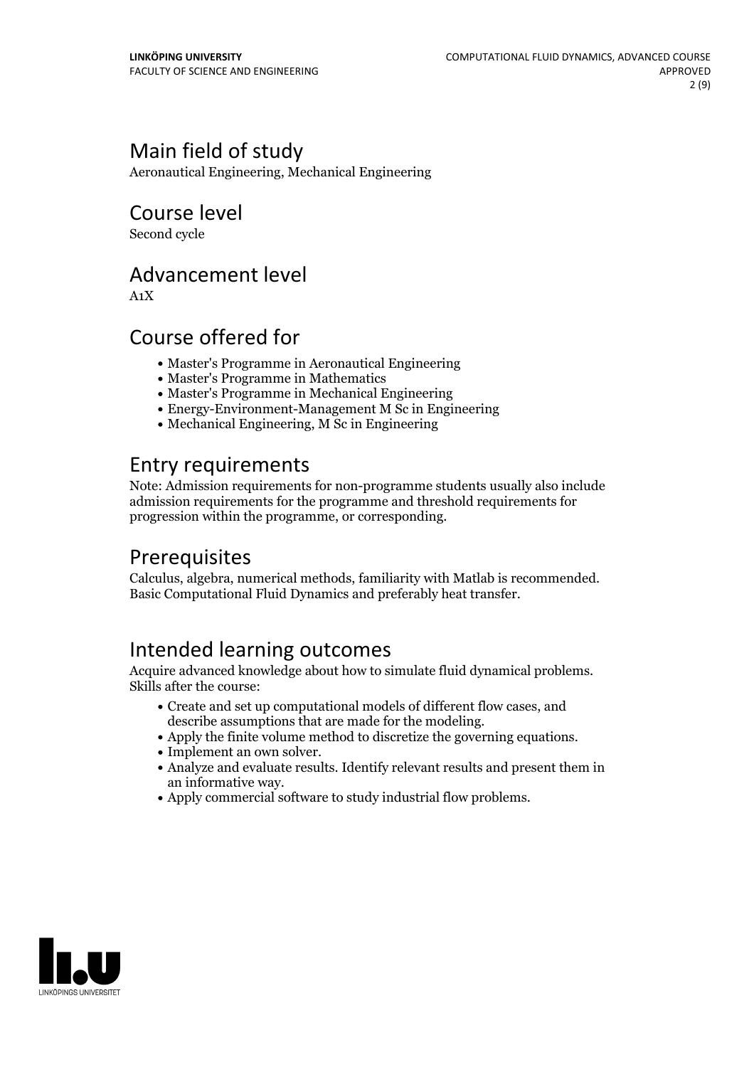## Main field of study

Aeronautical Engineering, Mechanical Engineering

## Course level

Second cycle

## Advancement level

A1X

## Course offered for

- Master's Programme in Aeronautical Engineering
- Master's Programme in Mathematics
- Master's Programme in Mechanical Engineering
- Energy-Environment-Management M Sc in Engineering
- Mechanical Engineering, M Sc in Engineering

## Entry requirements

Note: Admission requirements for non-programme students usually also include admission requirements for the programme and threshold requirements for progression within the programme, or corresponding.

## Prerequisites

Calculus, algebra, numerical methods, familiarity with Matlab is recommended. Basic Computational Fluid Dynamics and preferably heat transfer.

## Intended learning outcomes

Acquire advanced knowledge about how to simulate fluid dynamical problems. Skills after the course:

- Create and set up computational models of different flow cases, and describe assumptions that are made for the modeling.
- Apply the finite volume method to discretize the governing equations.
- Implement an own solver.
- Analyze and evaluate results. Identify relevant results and present them in an informative way.
- Apply commercial software to study industrial flow problems.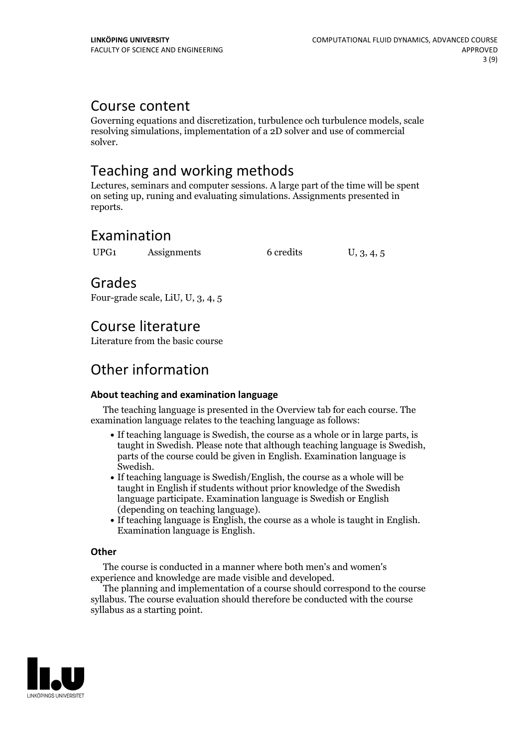# Course content

Governing equations and discretization, turbulence och turbulence models, scale resolving simulations, implementation of a 2D solver and use of commercial solver.

# Teaching and working methods

Lectures, seminars and computer sessions. A large part of the time will be spent on seting up, runing and evaluating simulations. Assignments presented in reports.

# Examination

| UPG1 | Assignments | 6 credits | U, 3, 4, 5 |
| --- | --- | --- | --- |

# Grades

Four-grade scale, LiU, U, 3, 4, 5

# Course literature

Literature from the basic course

# Other information

### About teaching and examination language

The teaching language is presented in the Overview tab for each course. The examination language relates to the teaching language as follows:

- If teaching language is Swedish, the course as a whole or in large parts, is taught in Swedish. Please note that although teaching language is Swedish, parts of the course could be given in English. Examination language is Swedish.
- If teaching language is Swedish/English, the course as a whole will be taught in English if students without prior knowledge of the Swedish language participate. Examination language is Swedish or English (depending on teaching language).
- If teaching language is English, the course as a whole is taught in English. Examination language is English.

### Other

The course is conducted in a manner where both men's and women's experience and knowledge are made visible and developed.

The planning and implementation of a course should correspond to the course syllabus. The course evaluation should therefore be conducted with the course syllabus as a starting point.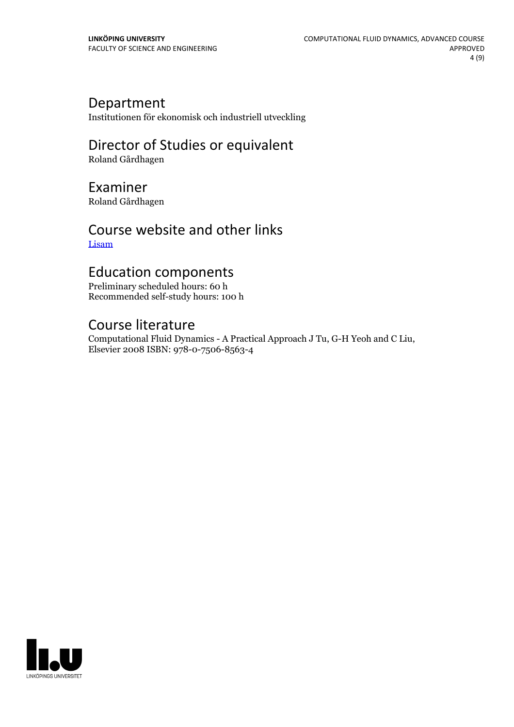## Department

Institutionen för ekonomisk och industriell utveckling

## Director of Studies or equivalent

Roland Gårdhagen

## Examiner

Roland Gårdhagen

## Course website and other links

Lisam

## Education components

Preliminary scheduled hours: 60 h
Recommended self-study hours: 100 h

## Course literature

Computational Fluid Dynamics - A Practical Approach J Tu, G-H Yeoh and C Liu, Elsevier 2008 ISBN: 978-0-7506-8563-4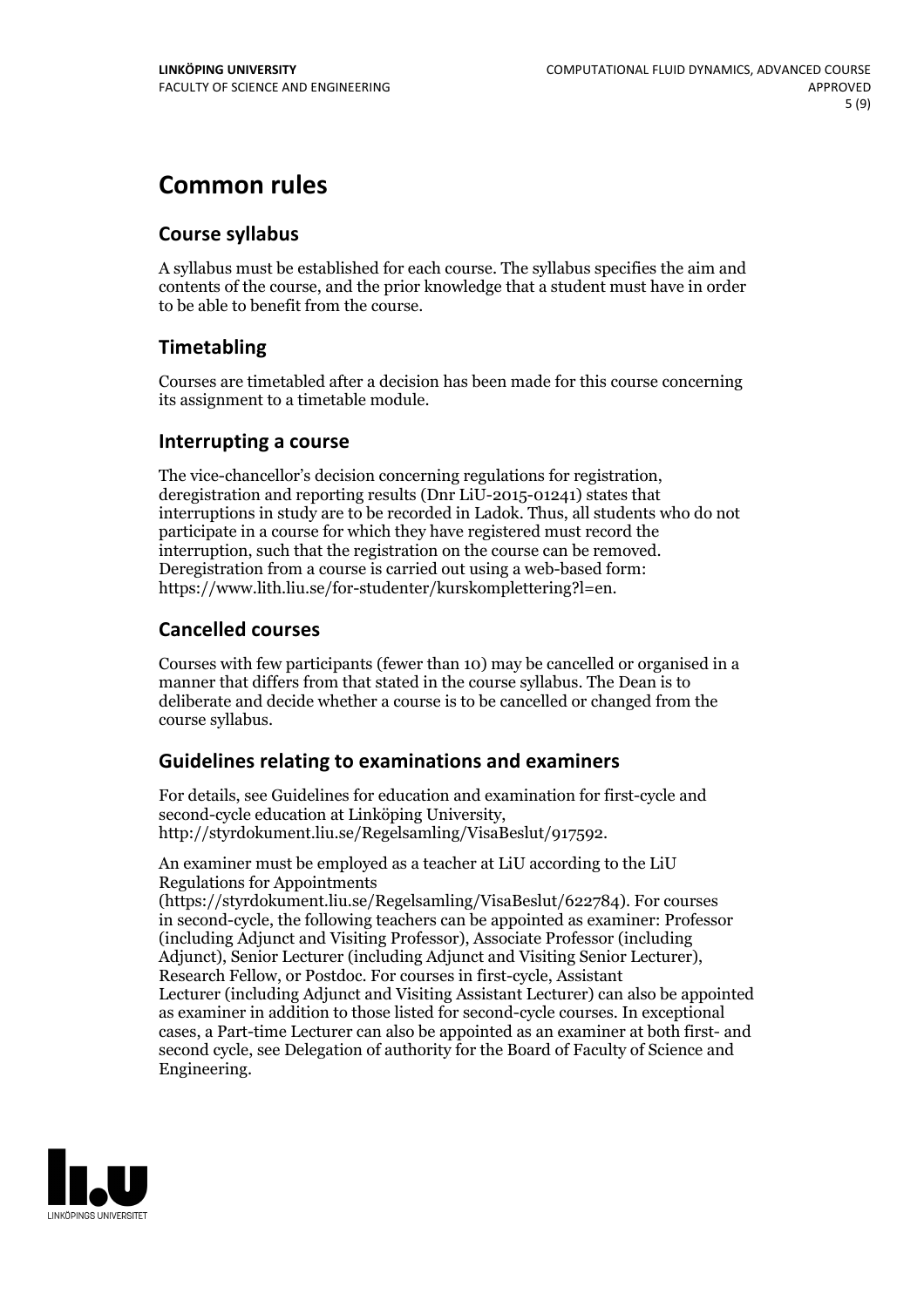# Common rules

## Course syllabus

A syllabus must be established for each course. The syllabus specifies the aim and contents of the course, and the prior knowledge that a student must have in order to be able to benefit from the course.

## Timetabling

Courses are timetabled after a decision has been made for this course concerning its assignment to a timetable module.

## Interrupting a course

The vice-chancellor's decision concerning regulations for registration, deregistration and reporting results (Dnr LiU-2015-01241) states that interruptions in study are to be recorded in Ladok. Thus, all students who do not participate in a course for which they have registered must record the interruption, such that the registration on the course can be removed. Deregistration from a course is carried out using a web-based form: https://www.lith.liu.se/for-studenter/kurskomplettering?l=en.

## Cancelled courses

Courses with few participants (fewer than 10) may be cancelled or organised in a manner that differs from that stated in the course syllabus. The Dean is to deliberate and decide whether a course is to be cancelled or changed from the course syllabus.

## Guidelines relating to examinations and examiners

For details, see Guidelines for education and examination for first-cycle and second-cycle education at Linköping University, http://styrdokument.liu.se/Regelsamling/VisaBeslut/917592.

An examiner must be employed as a teacher at LiU according to the LiU Regulations for Appointments (https://styrdokument.liu.se/Regelsamling/VisaBeslut/622784). For courses in second-cycle, the following teachers can be appointed as examiner: Professor (including Adjunct and Visiting Professor), Associate Professor (including Adjunct), Senior Lecturer (including Adjunct and Visiting Senior Lecturer), Research Fellow, or Postdoc. For courses in first-cycle, Assistant Lecturer (including Adjunct and Visiting Assistant Lecturer) can also be appointed as examiner in addition to those listed for second-cycle courses. In exceptional cases, a Part-time Lecturer can also be appointed as an examiner at both first- and second cycle, see Delegation of authority for the Board of Faculty of Science and Engineering.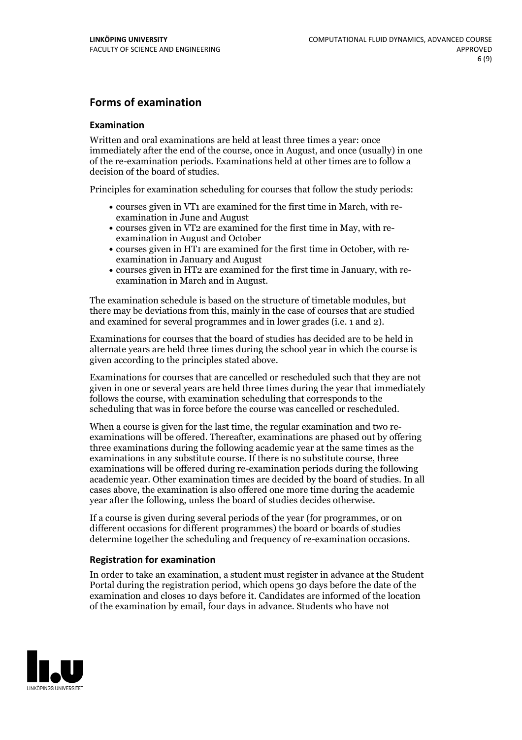## Forms of examination

### Examination

Written and oral examinations are held at least three times a year: once immediately after the end of the course, once in August, and once (usually) in one of the re-examination periods. Examinations held at other times are to follow a decision of the board of studies.

Principles for examination scheduling for courses that follow the study periods:

- courses given in VT1 are examined for the first time in March, with re-examination in June and August
- courses given in VT2 are examined for the first time in May, with re-examination in August and October
- courses given in HT1 are examined for the first time in October, with re-examination in January and August
- courses given in HT2 are examined for the first time in January, with re-examination in March and in August.

The examination schedule is based on the structure of timetable modules, but there may be deviations from this, mainly in the case of courses that are studied and examined for several programmes and in lower grades (i.e. 1 and 2).

Examinations for courses that the board of studies has decided are to be held in alternate years are held three times during the school year in which the course is given according to the principles stated above.

Examinations for courses that are cancelled or rescheduled such that they are not given in one or several years are held three times during the year that immediately follows the course, with examination scheduling that corresponds to the scheduling that was in force before the course was cancelled or rescheduled.

When a course is given for the last time, the regular examination and two re-examinations will be offered. Thereafter, examinations are phased out by offering three examinations during the following academic year at the same times as the examinations in any substitute course. If there is no substitute course, three examinations will be offered during re-examination periods during the following academic year. Other examination times are decided by the board of studies. In all cases above, the examination is also offered one more time during the academic year after the following, unless the board of studies decides otherwise.

If a course is given during several periods of the year (for programmes, or on different occasions for different programmes) the board or boards of studies determine together the scheduling and frequency of re-examination occasions.

### Registration for examination

In order to take an examination, a student must register in advance at the Student Portal during the registration period, which opens 30 days before the date of the examination and closes 10 days before it. Candidates are informed of the location of the examination by email, four days in advance. Students who have not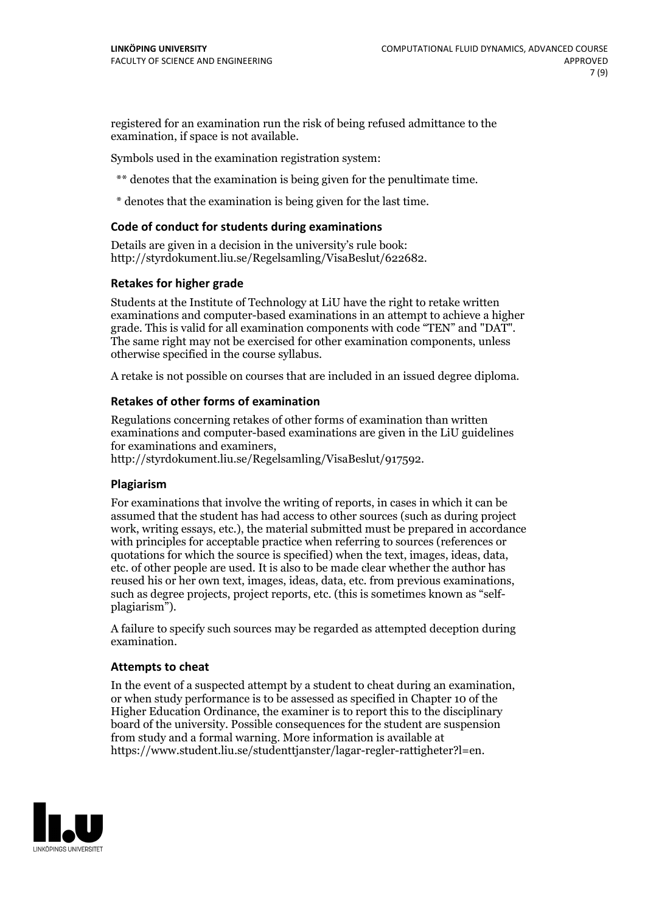registered for an examination run the risk of being refused admittance to the examination, if space is not available.

Symbols used in the examination registration system:

** denotes that the examination is being given for the penultimate time.

* denotes that the examination is being given for the last time.

### Code of conduct for students during examinations

Details are given in a decision in the university's rule book: http://styrdokument.liu.se/Regelsamling/VisaBeslut/622682.

### Retakes for higher grade

Students at the Institute of Technology at LiU have the right to retake written examinations and computer-based examinations in an attempt to achieve a higher grade. This is valid for all examination components with code "TEN" and "DAT". The same right may not be exercised for other examination components, unless otherwise specified in the course syllabus.

A retake is not possible on courses that are included in an issued degree diploma.

### Retakes of other forms of examination

Regulations concerning retakes of other forms of examination than written examinations and computer-based examinations are given in the LiU guidelines for examinations and examiners, http://styrdokument.liu.se/Regelsamling/VisaBeslut/917592.

### Plagiarism

For examinations that involve the writing of reports, in cases in which it can be assumed that the student has had access to other sources (such as during project work, writing essays, etc.), the material submitted must be prepared in accordance with principles for acceptable practice when referring to sources (references or quotations for which the source is specified) when the text, images, ideas, data, etc. of other people are used. It is also to be made clear whether the author has reused his or her own text, images, ideas, data, etc. from previous examinations, such as degree projects, project reports, etc. (this is sometimes known as "self-plagiarism").

A failure to specify such sources may be regarded as attempted deception during examination.

### Attempts to cheat

In the event of a suspected attempt by a student to cheat during an examination, or when study performance is to be assessed as specified in Chapter 10 of the Higher Education Ordinance, the examiner is to report this to the disciplinary board of the university. Possible consequences for the student are suspension from study and a formal warning. More information is available at https://www.student.liu.se/studenttjanster/lagar-regler-rattigheter?l=en.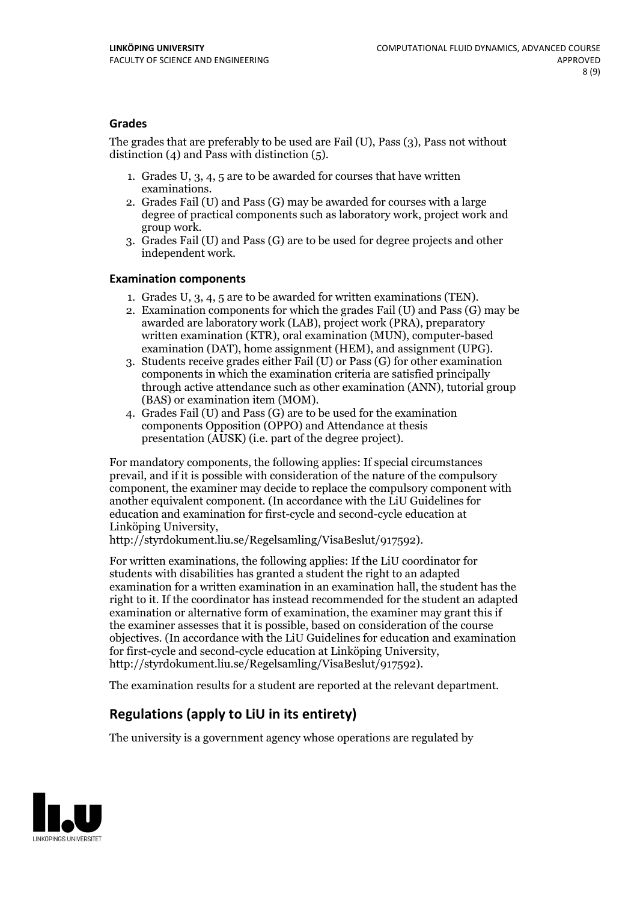### Grades

The grades that are preferably to be used are Fail (U), Pass (3), Pass not without distinction (4) and Pass with distinction (5).

1. Grades U, 3, 4, 5 are to be awarded for courses that have written examinations.
2. Grades Fail (U) and Pass (G) may be awarded for courses with a large degree of practical components such as laboratory work, project work and group work.
3. Grades Fail (U) and Pass (G) are to be used for degree projects and other independent work.

### Examination components

1. Grades U, 3, 4, 5 are to be awarded for written examinations (TEN).
2. Examination components for which the grades Fail (U) and Pass (G) may be awarded are laboratory work (LAB), project work (PRA), preparatory written examination (KTR), oral examination (MUN), computer-based examination (DAT), home assignment (HEM), and assignment (UPG).
3. Students receive grades either Fail (U) or Pass (G) for other examination components in which the examination criteria are satisfied principally through active attendance such as other examination (ANN), tutorial group (BAS) or examination item (MOM).
4. Grades Fail (U) and Pass (G) are to be used for the examination components Opposition (OPPO) and Attendance at thesis presentation (AUSK) (i.e. part of the degree project).

For mandatory components, the following applies: If special circumstances prevail, and if it is possible with consideration of the nature of the compulsory component, the examiner may decide to replace the compulsory component with another equivalent component. (In accordance with the LiU Guidelines for education and examination for first-cycle and second-cycle education at Linköping University, http://styrdokument.liu.se/Regelsamling/VisaBeslut/917592).

For written examinations, the following applies: If the LiU coordinator for students with disabilities has granted a student the right to an adapted examination for a written examination in an examination hall, the student has the right to it. If the coordinator has instead recommended for the student an adapted examination or alternative form of examination, the examiner may grant this if the examiner assesses that it is possible, based on consideration of the course objectives. (In accordance with the LiU Guidelines for education and examination for first-cycle and second-cycle education at Linköping University, http://styrdokument.liu.se/Regelsamling/VisaBeslut/917592).

The examination results for a student are reported at the relevant department.

## Regulations (apply to LiU in its entirety)

The university is a government agency whose operations are regulated by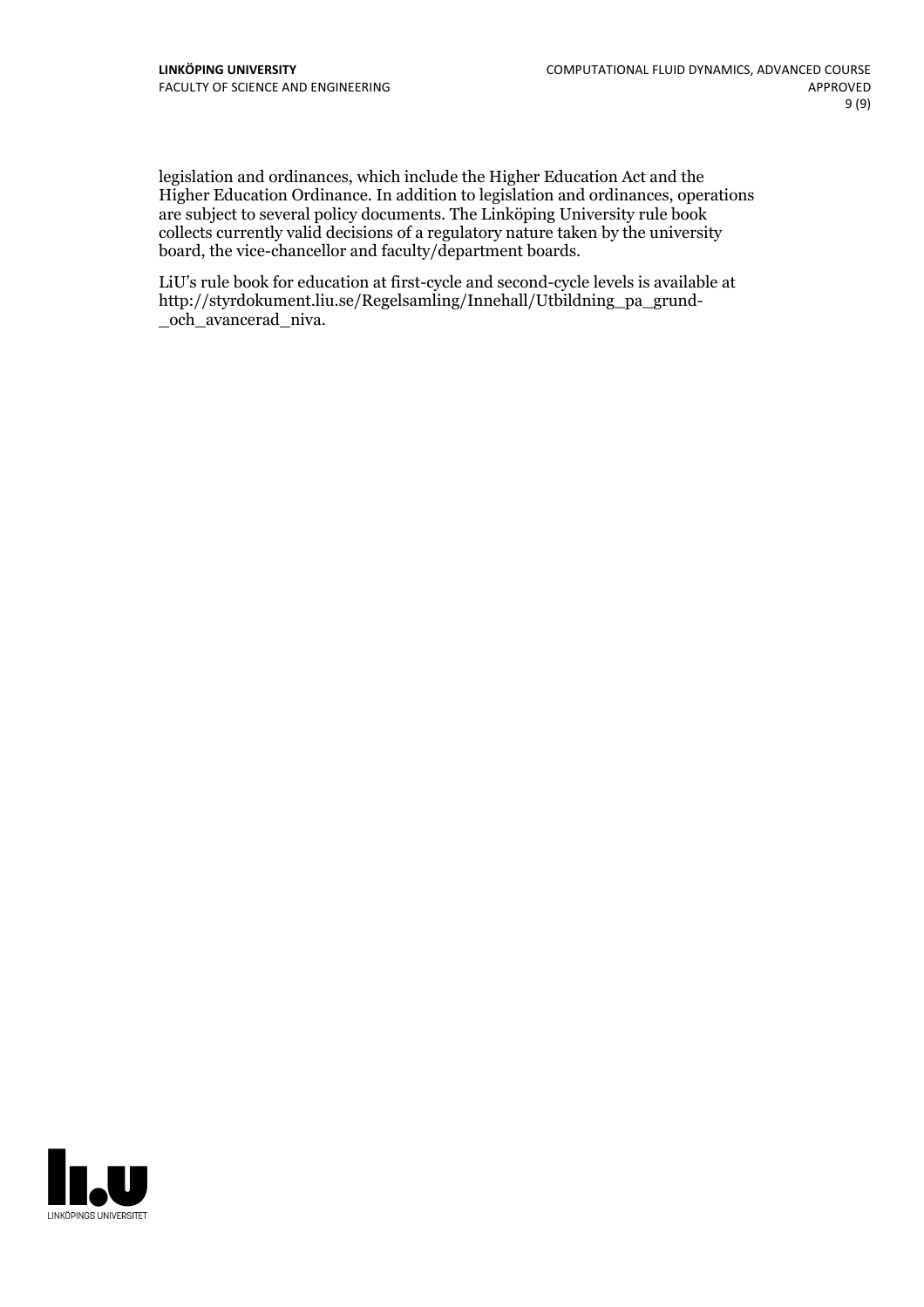legislation and ordinances, which include the Higher Education Act and the Higher Education Ordinance. In addition to legislation and ordinances, operations are subject to several policy documents. The Linköping University rule book collects currently valid decisions of a regulatory nature taken by the university board, the vice-chancellor and faculty/department boards.

LiU's rule book for education at first-cycle and second-cycle levels is available at http://styrdokument.liu.se/Regelsamling/Innehall/Utbildning_pa_grund-_och_avancerad_niva.